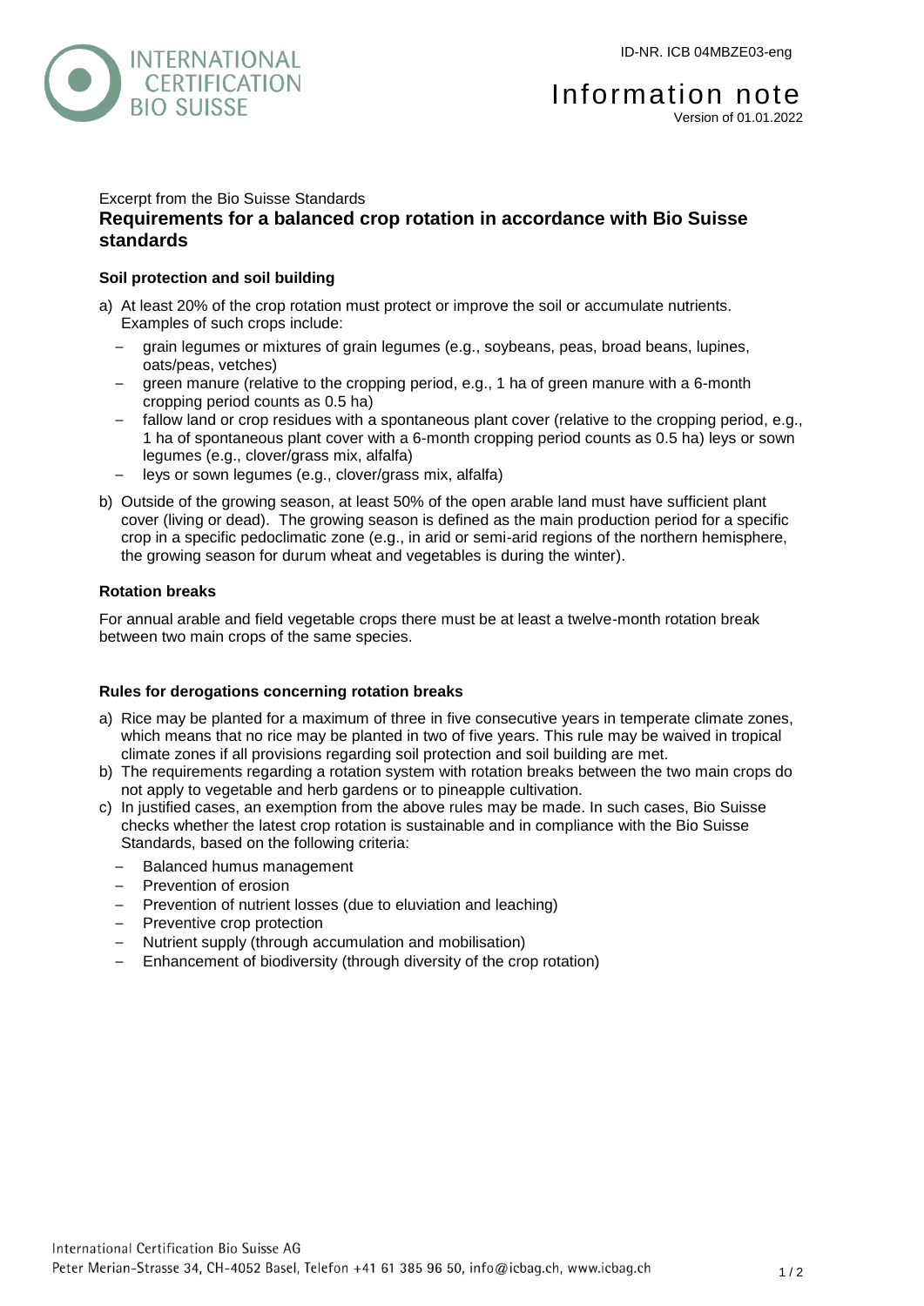ID-NR. ICB 04MBZE03-eng

INTERNATIONAL CERTIFICATION BIO SUISSE

# Information note

Version of 01.01.2022

Excerpt from the Bio Suisse Standards

## Requirements for a balanced crop rotation in accordance with Bio Suisse standards

### Soil protection and soil building

a) At least 20% of the crop rotation must protect or improve the soil or accumulate nutrients. Examples of such crops include:
   - grain legumes or mixtures of grain legumes (e.g., soybeans, peas, broad beans, lupines, oats/peas, vetches)
   - green manure (relative to the cropping period, e.g., 1 ha of green manure with a 6-month cropping period counts as 0.5 ha)
   - fallow land or crop residues with a spontaneous plant cover (relative to the cropping period, e.g., 1 ha of spontaneous plant cover with a 6-month cropping period counts as 0.5 ha) leys or sown legumes (e.g., clover/grass mix, alfalfa)
   - leys or sown legumes (e.g., clover/grass mix, alfalfa)

b) Outside of the growing season, at least 50% of the open arable land must have sufficient plant cover (living or dead). The growing season is defined as the main production period for a specific crop in a specific pedoclimatic zone (e.g., in arid or semi-arid regions of the northern hemisphere, the growing season for durum wheat and vegetables is during the winter).

### Rotation breaks

For annual arable and field vegetable crops there must be at least a twelve-month rotation break between two main crops of the same species.

### Rules for derogations concerning rotation breaks

a) Rice may be planted for a maximum of three in five consecutive years in temperate climate zones, which means that no rice may be planted in two of five years. This rule may be waived in tropical climate zones if all provisions regarding soil protection and soil building are met.
b) The requirements regarding a rotation system with rotation breaks between the two main crops do not apply to vegetable and herb gardens or to pineapple cultivation.
c) In justified cases, an exemption from the above rules may be made. In such cases, Bio Suisse checks whether the latest crop rotation is sustainable and in compliance with the Bio Suisse Standards, based on the following criteria:
   - Balanced humus management
   - Prevention of erosion
   - Prevention of nutrient losses (due to eluviation and leaching)
   - Preventive crop protection
   - Nutrient supply (through accumulation and mobilisation)
   - Enhancement of biodiversity (through diversity of the crop rotation)

International Certification Bio Suisse AG
Peter Merian-Strasse 34, CH-4052 Basel, Telefon +41 61 385 96 50, info@icbag.ch, www.icbag.ch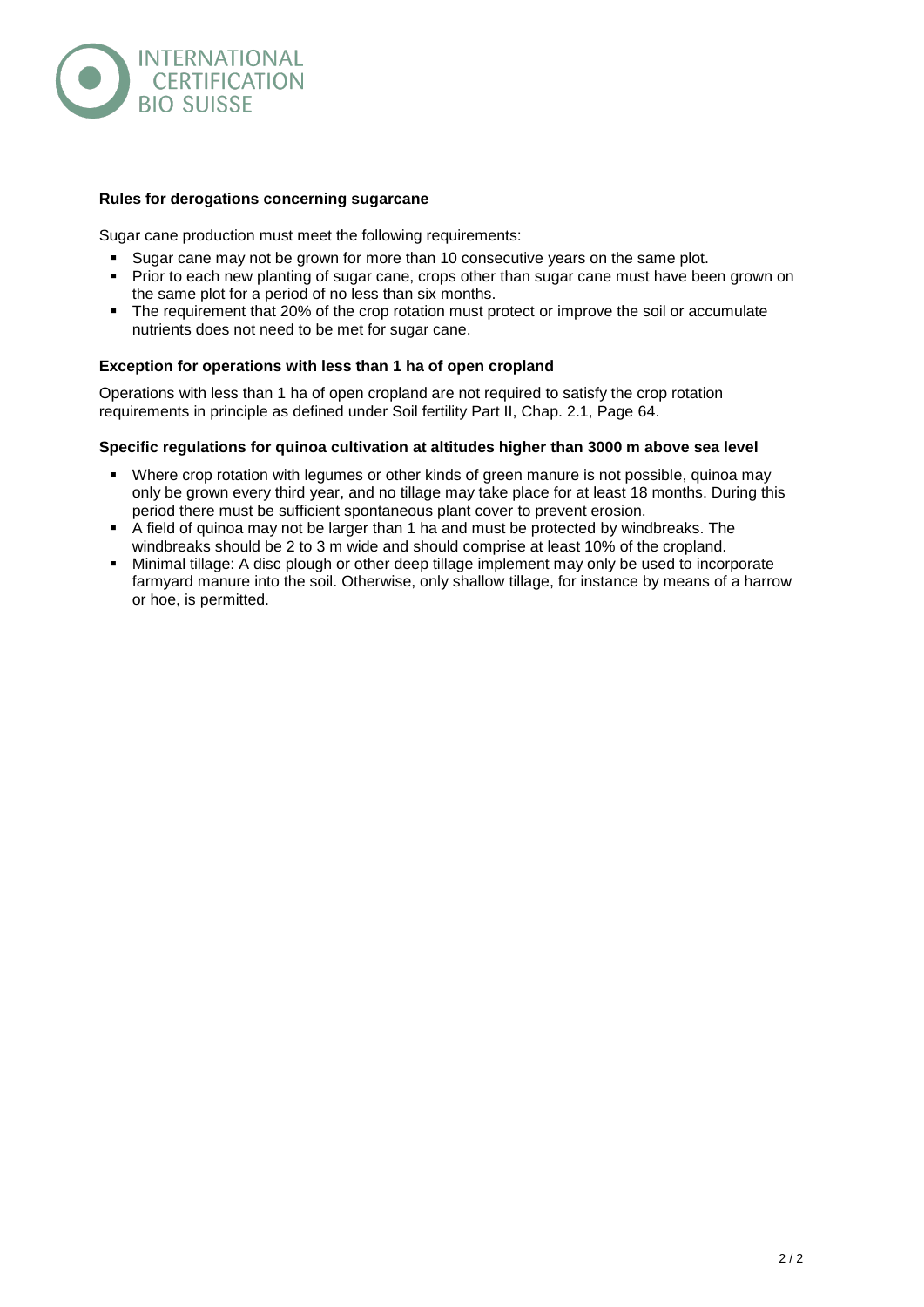#### Rules for derogations concerning sugarcane

Sugar cane production must meet the following requirements:

- Sugar cane may not be grown for more than 10 consecutive years on the same plot.
- Prior to each new planting of sugar cane, crops other than sugar cane must have been grown on the same plot for a period of no less than six months.
- The requirement that 20% of the crop rotation must protect or improve the soil or accumulate nutrients does not need to be met for sugar cane.

#### Exception for operations with less than 1 ha of open cropland

Operations with less than 1 ha of open cropland are not required to satisfy the crop rotation requirements in principle as defined under Soil fertility Part II, Chap. 2.1, Page 64.

#### Specific regulations for quinoa cultivation at altitudes higher than 3000 m above sea level

- Where crop rotation with legumes or other kinds of green manure is not possible, quinoa may only be grown every third year, and no tillage may take place for at least 18 months. During this period there must be sufficient spontaneous plant cover to prevent erosion.
- A field of quinoa may not be larger than 1 ha and must be protected by windbreaks. The windbreaks should be 2 to 3 m wide and should comprise at least 10% of the cropland.
- Minimal tillage: A disc plough or other deep tillage implement may only be used to incorporate farmyard manure into the soil. Otherwise, only shallow tillage, for instance by means of a harrow or hoe, is permitted.